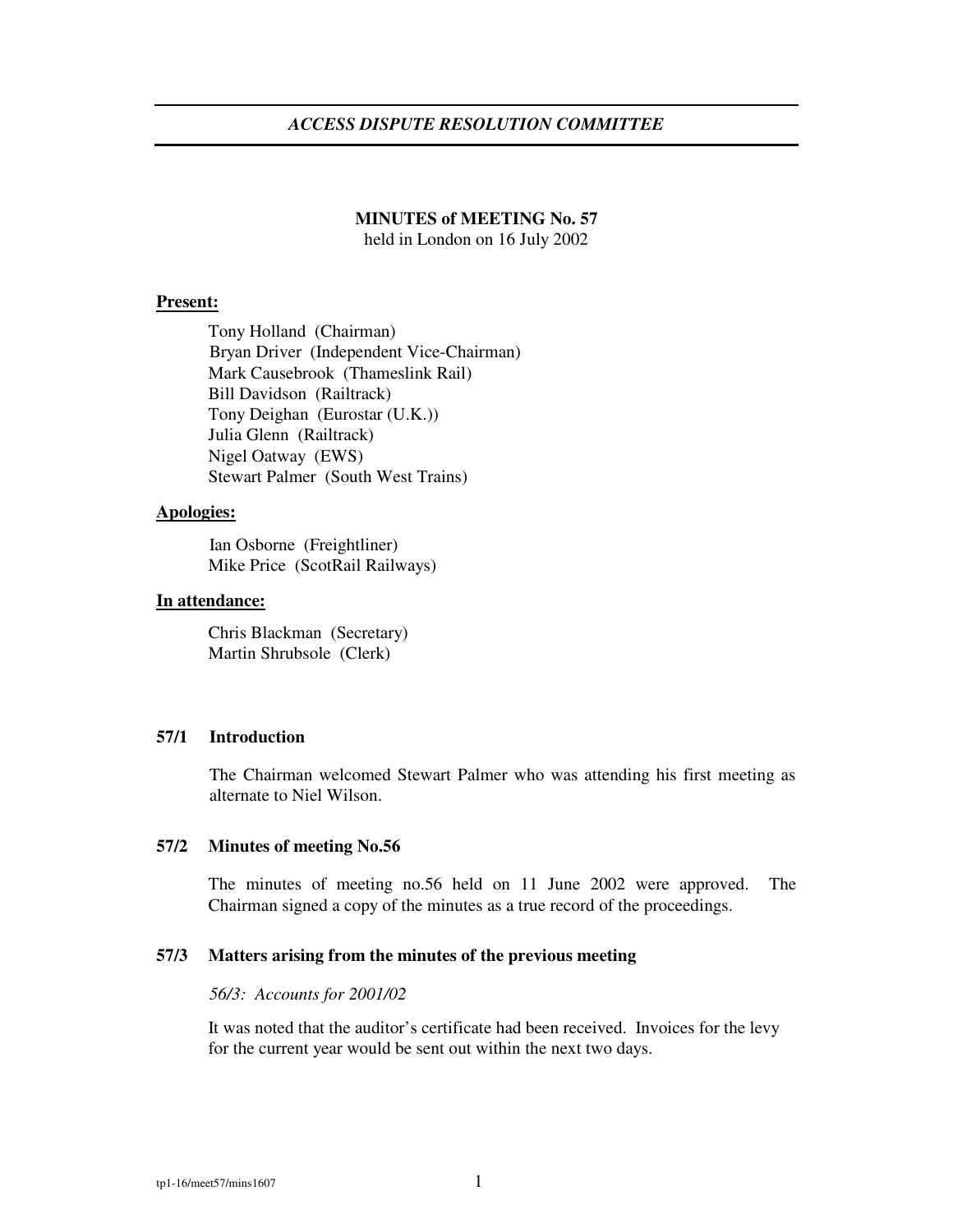# *ACCESS DISPUTE RESOLUTION COMMITTEE*

## MINUTES of MEETING No. 57

held in London on 16 July 2002

**Present:**

Tony Holland (Chairman)
Bryan Driver (Independent Vice-Chairman)
Mark Causebrook (Thameslink Rail)
Bill Davidson (Railtrack)
Tony Deighan (Eurostar (U.K.))
Julia Glenn (Railtrack)
Nigel Oatway (EWS)
Stewart Palmer (South West Trains)

**Apologies:**

Ian Osborne (Freightliner)
Mike Price (ScotRail Railways)

**In attendance:**

Chris Blackman (Secretary)
Martin Shrubsole (Clerk)

### 57/1 Introduction

The Chairman welcomed Stewart Palmer who was attending his first meeting as alternate to Niel Wilson.

### 57/2 Minutes of meeting No.56

The minutes of meeting no.56 held on 11 June 2002 were approved. The Chairman signed a copy of the minutes as a true record of the proceedings.

### 57/3 Matters arising from the minutes of the previous meeting

*56/3: Accounts for 2001/02*

It was noted that the auditor's certificate had been received. Invoices for the levy for the current year would be sent out within the next two days.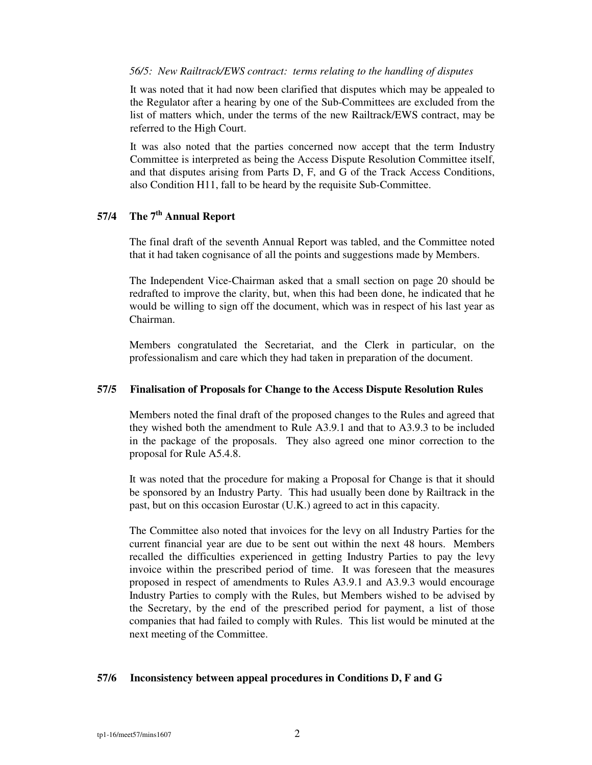*56/5: New Railtrack/EWS contract: terms relating to the handling of disputes*

It was noted that it had now been clarified that disputes which may be appealed to the Regulator after a hearing by one of the Sub-Committees are excluded from the list of matters which, under the terms of the new Railtrack/EWS contract, may be referred to the High Court.

It was also noted that the parties concerned now accept that the term Industry Committee is interpreted as being the Access Dispute Resolution Committee itself, and that disputes arising from Parts D, F, and G of the Track Access Conditions, also Condition H11, fall to be heard by the requisite Sub-Committee.

## 57/4 The 7th Annual Report

The final draft of the seventh Annual Report was tabled, and the Committee noted that it had taken cognisance of all the points and suggestions made by Members.

The Independent Vice-Chairman asked that a small section on page 20 should be redrafted to improve the clarity, but, when this had been done, he indicated that he would be willing to sign off the document, which was in respect of his last year as Chairman.

Members congratulated the Secretariat, and the Clerk in particular, on the professionalism and care which they had taken in preparation of the document.

## 57/5 Finalisation of Proposals for Change to the Access Dispute Resolution Rules

Members noted the final draft of the proposed changes to the Rules and agreed that they wished both the amendment to Rule A3.9.1 and that to A3.9.3 to be included in the package of the proposals. They also agreed one minor correction to the proposal for Rule A5.4.8.

It was noted that the procedure for making a Proposal for Change is that it should be sponsored by an Industry Party. This had usually been done by Railtrack in the past, but on this occasion Eurostar (U.K.) agreed to act in this capacity.

The Committee also noted that invoices for the levy on all Industry Parties for the current financial year are due to be sent out within the next 48 hours. Members recalled the difficulties experienced in getting Industry Parties to pay the levy invoice within the prescribed period of time. It was foreseen that the measures proposed in respect of amendments to Rules A3.9.1 and A3.9.3 would encourage Industry Parties to comply with the Rules, but Members wished to be advised by the Secretary, by the end of the prescribed period for payment, a list of those companies that had failed to comply with Rules. This list would be minuted at the next meeting of the Committee.

## 57/6 Inconsistency between appeal procedures in Conditions D, F and G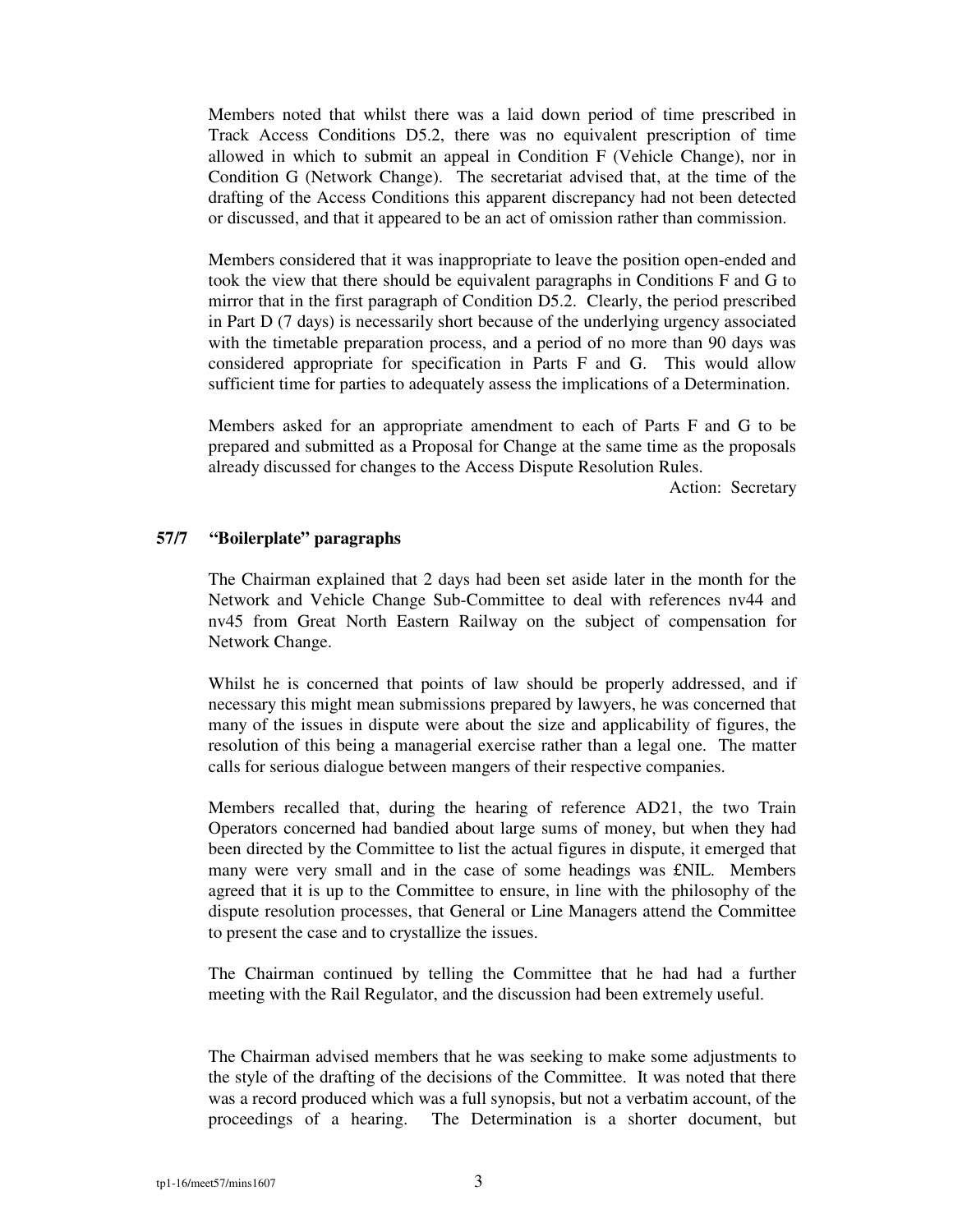Members noted that whilst there was a laid down period of time prescribed in Track Access Conditions D5.2, there was no equivalent prescription of time allowed in which to submit an appeal in Condition F (Vehicle Change), nor in Condition G (Network Change). The secretariat advised that, at the time of the drafting of the Access Conditions this apparent discrepancy had not been detected or discussed, and that it appeared to be an act of omission rather than commission.

Members considered that it was inappropriate to leave the position open-ended and took the view that there should be equivalent paragraphs in Conditions F and G to mirror that in the first paragraph of Condition D5.2. Clearly, the period prescribed in Part D (7 days) is necessarily short because of the underlying urgency associated with the timetable preparation process, and a period of no more than 90 days was considered appropriate for specification in Parts F and G. This would allow sufficient time for parties to adequately assess the implications of a Determination.

Members asked for an appropriate amendment to each of Parts F and G to be prepared and submitted as a Proposal for Change at the same time as the proposals already discussed for changes to the Access Dispute Resolution Rules.

Action: Secretary

## 57/7 "Boilerplate" paragraphs

The Chairman explained that 2 days had been set aside later in the month for the Network and Vehicle Change Sub-Committee to deal with references nv44 and nv45 from Great North Eastern Railway on the subject of compensation for Network Change.

Whilst he is concerned that points of law should be properly addressed, and if necessary this might mean submissions prepared by lawyers, he was concerned that many of the issues in dispute were about the size and applicability of figures, the resolution of this being a managerial exercise rather than a legal one. The matter calls for serious dialogue between mangers of their respective companies.

Members recalled that, during the hearing of reference AD21, the two Train Operators concerned had bandied about large sums of money, but when they had been directed by the Committee to list the actual figures in dispute, it emerged that many were very small and in the case of some headings was £NIL. Members agreed that it is up to the Committee to ensure, in line with the philosophy of the dispute resolution processes, that General or Line Managers attend the Committee to present the case and to crystallize the issues.

The Chairman continued by telling the Committee that he had had a further meeting with the Rail Regulator, and the discussion had been extremely useful.

The Chairman advised members that he was seeking to make some adjustments to the style of the drafting of the decisions of the Committee. It was noted that there was a record produced which was a full synopsis, but not a verbatim account, of the proceedings of a hearing. The Determination is a shorter document, but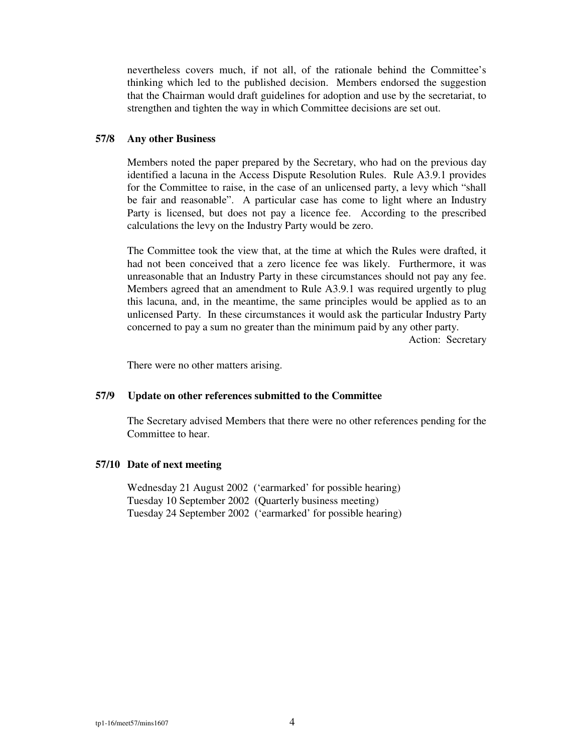nevertheless covers much, if not all, of the rationale behind the Committee's thinking which led to the published decision. Members endorsed the suggestion that the Chairman would draft guidelines for adoption and use by the secretariat, to strengthen and tighten the way in which Committee decisions are set out.

### 57/8 Any other Business

Members noted the paper prepared by the Secretary, who had on the previous day identified a lacuna in the Access Dispute Resolution Rules. Rule A3.9.1 provides for the Committee to raise, in the case of an unlicensed party, a levy which "shall be fair and reasonable". A particular case has come to light where an Industry Party is licensed, but does not pay a licence fee. According to the prescribed calculations the levy on the Industry Party would be zero.

The Committee took the view that, at the time at which the Rules were drafted, it had not been conceived that a zero licence fee was likely. Furthermore, it was unreasonable that an Industry Party in these circumstances should not pay any fee. Members agreed that an amendment to Rule A3.9.1 was required urgently to plug this lacuna, and, in the meantime, the same principles would be applied as to an unlicensed Party. In these circumstances it would ask the particular Industry Party concerned to pay a sum no greater than the minimum paid by any other party.

Action: Secretary

There were no other matters arising.

### 57/9 Update on other references submitted to the Committee

The Secretary advised Members that there were no other references pending for the Committee to hear.

### 57/10 Date of next meeting

Wednesday 21 August 2002 ('earmarked' for possible hearing)
Tuesday 10 September 2002 (Quarterly business meeting)
Tuesday 24 September 2002 ('earmarked' for possible hearing)